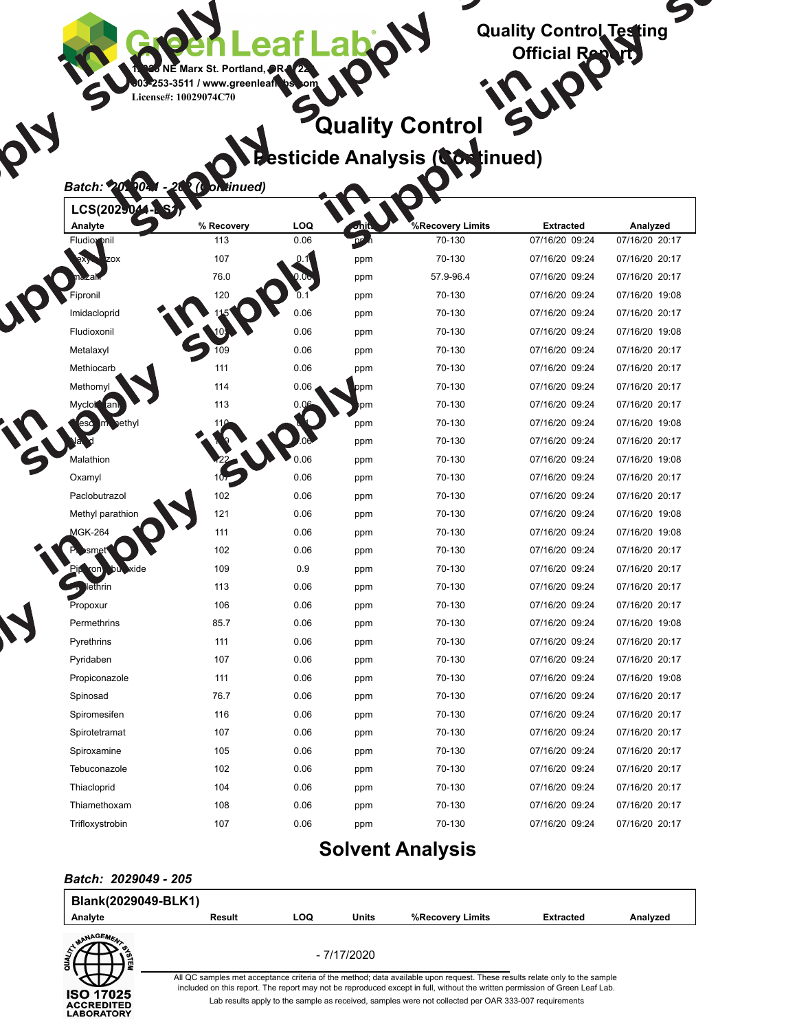Green Leaf Lab

12900 NE Marx St. Portland, OR 97230
503-253-3511 / www.greenleaflabs.com
License#: 10029074C70

**Quality Control Testing Official Report**

# Quality Control

## Pesticide Analysis (Continued)

*Batch: 2029044 - 202 (continued)*

**LCS(2029044-LCS1)**

| Analyte | % Recovery | LOQ | Units | %Recovery Limits | Extracted | Analyzed |
|---|---|---|---|---|---|---|
| Fludioxonil | 113 | 0.06 | ppm | 70-130 | 07/16/20 09:24 | 07/16/20 20:17 |
| Hexythiazox | 107 | 0.1 | ppm | 70-130 | 07/16/20 09:24 | 07/16/20 20:17 |
| Imazalil | 76.0 | 0.06 | ppm | 57.9-96.4 | 07/16/20 09:24 | 07/16/20 20:17 |
| Fipronil | 120 | 0.1 | ppm | 70-130 | 07/16/20 09:24 | 07/16/20 19:08 |
| Imidacloprid | 115 | 0.06 | ppm | 70-130 | 07/16/20 09:24 | 07/16/20 20:17 |
| Fludioxonil | 105 | 0.06 | ppm | 70-130 | 07/16/20 09:24 | 07/16/20 19:08 |
| Metalaxyl | 109 | 0.06 | ppm | 70-130 | 07/16/20 09:24 | 07/16/20 20:17 |
| Methiocarb | 111 | 0.06 | ppm | 70-130 | 07/16/20 09:24 | 07/16/20 20:17 |
| Methomyl | 114 | 0.06 | ppm | 70-130 | 07/16/20 09:24 | 07/16/20 20:17 |
| Myclobutanil | 113 | 0.06 | ppm | 70-130 | 07/16/20 09:24 | 07/16/20 20:17 |
| Kresoxim-methyl | 110 | 0.1 | ppm | 70-130 | 07/16/20 09:24 | 07/16/20 19:08 |
| Naled | 109 | 0.06 | ppm | 70-130 | 07/16/20 09:24 | 07/16/20 20:17 |
| Malathion | 122 | 0.06 | ppm | 70-130 | 07/16/20 09:24 | 07/16/20 19:08 |
| Oxamyl | 107 | 0.06 | ppm | 70-130 | 07/16/20 09:24 | 07/16/20 20:17 |
| Paclobutrazol | 102 | 0.06 | ppm | 70-130 | 07/16/20 09:24 | 07/16/20 20:17 |
| Methyl parathion | 121 | 0.06 | ppm | 70-130 | 07/16/20 09:24 | 07/16/20 19:08 |
| MGK-264 | 111 | 0.06 | ppm | 70-130 | 07/16/20 09:24 | 07/16/20 19:08 |
| Phosmet | 102 | 0.06 | ppm | 70-130 | 07/16/20 09:24 | 07/16/20 20:17 |
| Piperonyl butoxide | 109 | 0.9 | ppm | 70-130 | 07/16/20 09:24 | 07/16/20 20:17 |
| Prallethrin | 113 | 0.06 | ppm | 70-130 | 07/16/20 09:24 | 07/16/20 20:17 |
| Propoxur | 106 | 0.06 | ppm | 70-130 | 07/16/20 09:24 | 07/16/20 20:17 |
| Permethrins | 85.7 | 0.06 | ppm | 70-130 | 07/16/20 09:24 | 07/16/20 19:08 |
| Pyrethrins | 111 | 0.06 | ppm | 70-130 | 07/16/20 09:24 | 07/16/20 20:17 |
| Pyridaben | 107 | 0.06 | ppm | 70-130 | 07/16/20 09:24 | 07/16/20 20:17 |
| Propiconazole | 111 | 0.06 | ppm | 70-130 | 07/16/20 09:24 | 07/16/20 19:08 |
| Spinosad | 76.7 | 0.06 | ppm | 70-130 | 07/16/20 09:24 | 07/16/20 20:17 |
| Spiromesifen | 116 | 0.06 | ppm | 70-130 | 07/16/20 09:24 | 07/16/20 20:17 |
| Spirotetramat | 107 | 0.06 | ppm | 70-130 | 07/16/20 09:24 | 07/16/20 20:17 |
| Spiroxamine | 105 | 0.06 | ppm | 70-130 | 07/16/20 09:24 | 07/16/20 20:17 |
| Tebuconazole | 102 | 0.06 | ppm | 70-130 | 07/16/20 09:24 | 07/16/20 20:17 |
| Thiacloprid | 104 | 0.06 | ppm | 70-130 | 07/16/20 09:24 | 07/16/20 20:17 |
| Thiamethoxam | 108 | 0.06 | ppm | 70-130 | 07/16/20 09:24 | 07/16/20 20:17 |
| Trifloxystrobin | 107 | 0.06 | ppm | 70-130 | 07/16/20 09:24 | 07/16/20 20:17 |

## Solvent Analysis

*Batch: 2029049 - 205*

**Blank(2029049-BLK1)**

| Analyte | Result | LOQ | Units | %Recovery Limits | Extracted | Analyzed |
|---|---|---|---|---|---|---|

ISO 17025 ACCREDITED LABORATORY

- 7/17/2020

All QC samples met acceptance criteria of the method; data available upon request. These results relate only to the sample included on this report. The report may not be reproduced except in full, without the written permission of Green Leaf Lab.

Lab results apply to the sample as received, samples were not collected per OAR 333-007 requirements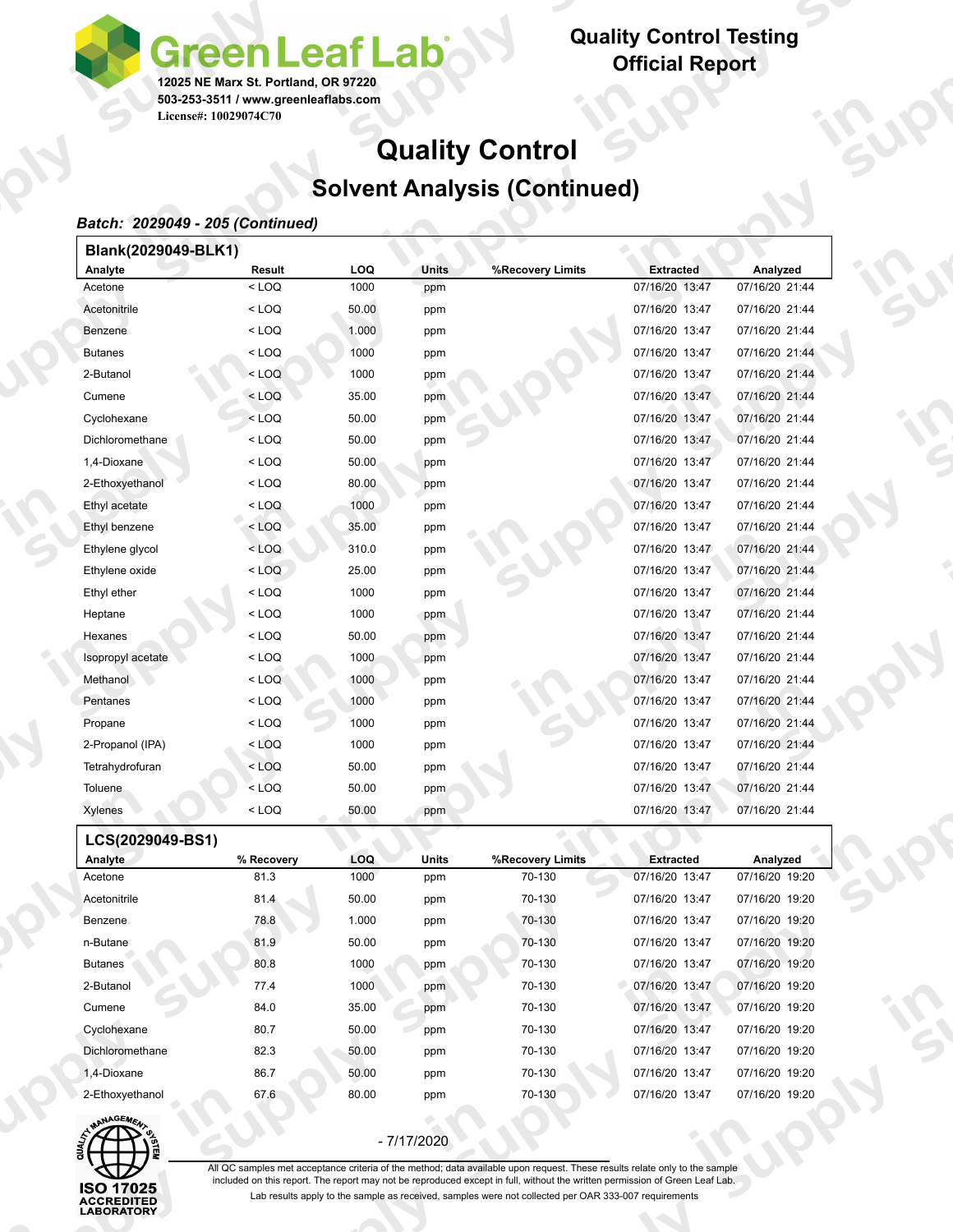**Green Leaf Lab**
12025 NE Marx St. Portland, OR 97220
503-253-3511 / www.greenleaflabs.com
License#: 10029074C70

**Quality Control Testing Official Report**

# Quality Control

## Solvent Analysis (Continued)

***Batch: 2029049 - 205 (Continued)***

**Blank(2029049-BLK1)**

| Analyte | Result | LOQ | Units | %Recovery Limits | Extracted | Analyzed |
|---|---|---|---|---|---|---|
| Acetone | < LOQ | 1000 | ppm | | 07/16/20 13:47 | 07/16/20 21:44 |
| Acetonitrile | < LOQ | 50.00 | ppm | | 07/16/20 13:47 | 07/16/20 21:44 |
| Benzene | < LOQ | 1.000 | ppm | | 07/16/20 13:47 | 07/16/20 21:44 |
| Butanes | < LOQ | 1000 | ppm | | 07/16/20 13:47 | 07/16/20 21:44 |
| 2-Butanol | < LOQ | 1000 | ppm | | 07/16/20 13:47 | 07/16/20 21:44 |
| Cumene | < LOQ | 35.00 | ppm | | 07/16/20 13:47 | 07/16/20 21:44 |
| Cyclohexane | < LOQ | 50.00 | ppm | | 07/16/20 13:47 | 07/16/20 21:44 |
| Dichloromethane | < LOQ | 50.00 | ppm | | 07/16/20 13:47 | 07/16/20 21:44 |
| 1,4-Dioxane | < LOQ | 50.00 | ppm | | 07/16/20 13:47 | 07/16/20 21:44 |
| 2-Ethoxyethanol | < LOQ | 80.00 | ppm | | 07/16/20 13:47 | 07/16/20 21:44 |
| Ethyl acetate | < LOQ | 1000 | ppm | | 07/16/20 13:47 | 07/16/20 21:44 |
| Ethyl benzene | < LOQ | 35.00 | ppm | | 07/16/20 13:47 | 07/16/20 21:44 |
| Ethylene glycol | < LOQ | 310.0 | ppm | | 07/16/20 13:47 | 07/16/20 21:44 |
| Ethylene oxide | < LOQ | 25.00 | ppm | | 07/16/20 13:47 | 07/16/20 21:44 |
| Ethyl ether | < LOQ | 1000 | ppm | | 07/16/20 13:47 | 07/16/20 21:44 |
| Heptane | < LOQ | 1000 | ppm | | 07/16/20 13:47 | 07/16/20 21:44 |
| Hexanes | < LOQ | 50.00 | ppm | | 07/16/20 13:47 | 07/16/20 21:44 |
| Isopropyl acetate | < LOQ | 1000 | ppm | | 07/16/20 13:47 | 07/16/20 21:44 |
| Methanol | < LOQ | 1000 | ppm | | 07/16/20 13:47 | 07/16/20 21:44 |
| Pentanes | < LOQ | 1000 | ppm | | 07/16/20 13:47 | 07/16/20 21:44 |
| Propane | < LOQ | 1000 | ppm | | 07/16/20 13:47 | 07/16/20 21:44 |
| 2-Propanol (IPA) | < LOQ | 1000 | ppm | | 07/16/20 13:47 | 07/16/20 21:44 |
| Tetrahydrofuran | < LOQ | 50.00 | ppm | | 07/16/20 13:47 | 07/16/20 21:44 |
| Toluene | < LOQ | 50.00 | ppm | | 07/16/20 13:47 | 07/16/20 21:44 |
| Xylenes | < LOQ | 50.00 | ppm | | 07/16/20 13:47 | 07/16/20 21:44 |

**LCS(2029049-BS1)**

| Analyte | % Recovery | LOQ | Units | %Recovery Limits | Extracted | Analyzed |
|---|---|---|---|---|---|---|
| Acetone | 81.3 | 1000 | ppm | 70-130 | 07/16/20 13:47 | 07/16/20 19:20 |
| Acetonitrile | 81.4 | 50.00 | ppm | 70-130 | 07/16/20 13:47 | 07/16/20 19:20 |
| Benzene | 78.8 | 1.000 | ppm | 70-130 | 07/16/20 13:47 | 07/16/20 19:20 |
| n-Butane | 81.9 | 50.00 | ppm | 70-130 | 07/16/20 13:47 | 07/16/20 19:20 |
| Butanes | 80.8 | 1000 | ppm | 70-130 | 07/16/20 13:47 | 07/16/20 19:20 |
| 2-Butanol | 77.4 | 1000 | ppm | 70-130 | 07/16/20 13:47 | 07/16/20 19:20 |
| Cumene | 84.0 | 35.00 | ppm | 70-130 | 07/16/20 13:47 | 07/16/20 19:20 |
| Cyclohexane | 80.7 | 50.00 | ppm | 70-130 | 07/16/20 13:47 | 07/16/20 19:20 |
| Dichloromethane | 82.3 | 50.00 | ppm | 70-130 | 07/16/20 13:47 | 07/16/20 19:20 |
| 1,4-Dioxane | 86.7 | 50.00 | ppm | 70-130 | 07/16/20 13:47 | 07/16/20 19:20 |
| 2-Ethoxyethanol | 67.6 | 80.00 | ppm | 70-130 | 07/16/20 13:47 | 07/16/20 19:20 |

ISO 17025 ACCREDITED LABORATORY

- 7/17/2020

All QC samples met acceptance criteria of the method; data available upon request. These results relate only to the sample included on this report. The report may not be reproduced except in full, without the written permission of Green Leaf Lab.
Lab results apply to the sample as received, samples were not collected per OAR 333-007 requirements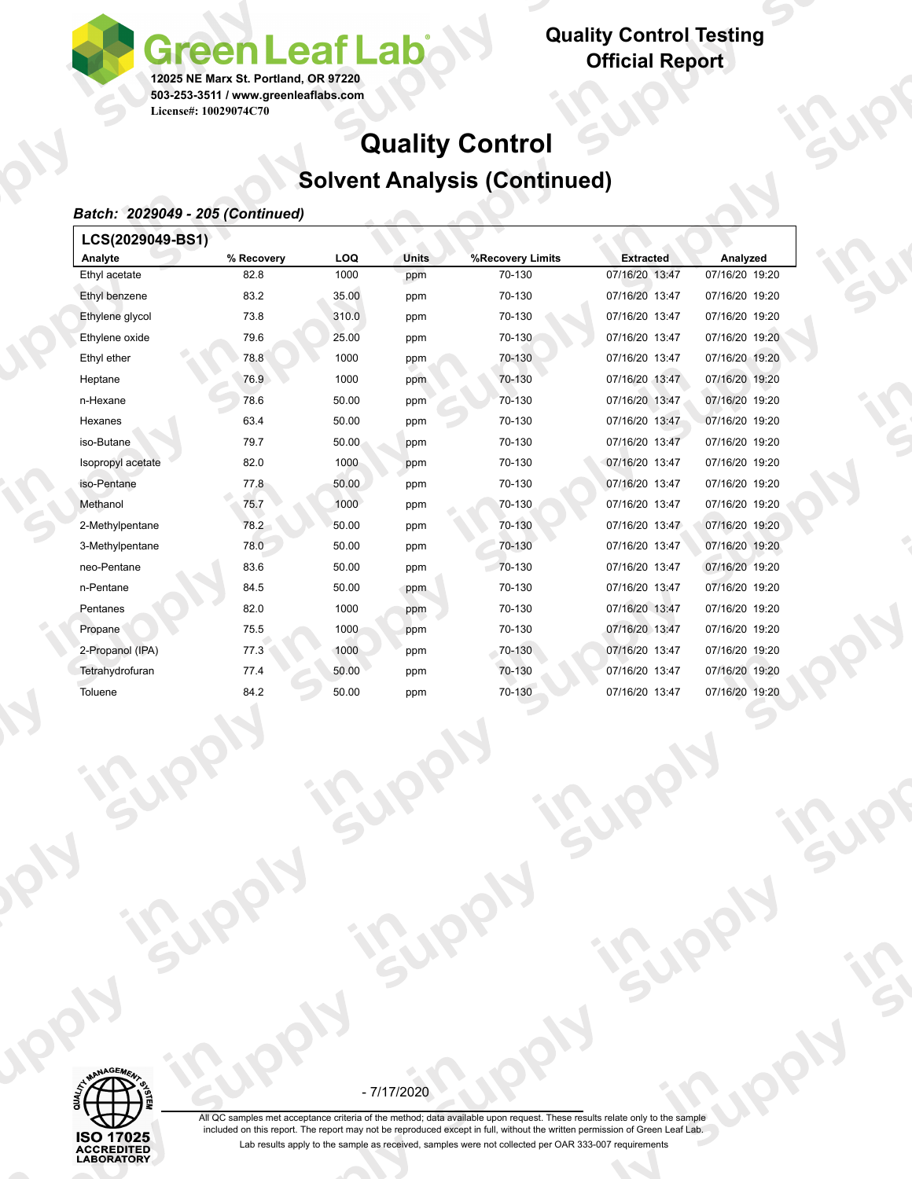**Green Leaf Lab**
12025 NE Marx St. Portland, OR 97220
503-253-3511 / www.greenleaflabs.com
License#: 10029074C70

**Quality Control Testing**
**Official Report**

# Quality Control

## Solvent Analysis (Continued)

***Batch: 2029049 - 205 (Continued)***

**LCS(2029049-BS1)**

| Analyte | % Recovery | LOQ | Units | %Recovery Limits | Extracted | Analyzed |
|---|---|---|---|---|---|---|
| Ethyl acetate | 82.8 | 1000 | ppm | 70-130 | 07/16/20 13:47 | 07/16/20 19:20 |
| Ethyl benzene | 83.2 | 35.00 | ppm | 70-130 | 07/16/20 13:47 | 07/16/20 19:20 |
| Ethylene glycol | 73.8 | 310.0 | ppm | 70-130 | 07/16/20 13:47 | 07/16/20 19:20 |
| Ethylene oxide | 79.6 | 25.00 | ppm | 70-130 | 07/16/20 13:47 | 07/16/20 19:20 |
| Ethyl ether | 78.8 | 1000 | ppm | 70-130 | 07/16/20 13:47 | 07/16/20 19:20 |
| Heptane | 76.9 | 1000 | ppm | 70-130 | 07/16/20 13:47 | 07/16/20 19:20 |
| n-Hexane | 78.6 | 50.00 | ppm | 70-130 | 07/16/20 13:47 | 07/16/20 19:20 |
| Hexanes | 63.4 | 50.00 | ppm | 70-130 | 07/16/20 13:47 | 07/16/20 19:20 |
| iso-Butane | 79.7 | 50.00 | ppm | 70-130 | 07/16/20 13:47 | 07/16/20 19:20 |
| Isopropyl acetate | 82.0 | 1000 | ppm | 70-130 | 07/16/20 13:47 | 07/16/20 19:20 |
| iso-Pentane | 77.8 | 50.00 | ppm | 70-130 | 07/16/20 13:47 | 07/16/20 19:20 |
| Methanol | 75.7 | 1000 | ppm | 70-130 | 07/16/20 13:47 | 07/16/20 19:20 |
| 2-Methylpentane | 78.2 | 50.00 | ppm | 70-130 | 07/16/20 13:47 | 07/16/20 19:20 |
| 3-Methylpentane | 78.0 | 50.00 | ppm | 70-130 | 07/16/20 13:47 | 07/16/20 19:20 |
| neo-Pentane | 83.6 | 50.00 | ppm | 70-130 | 07/16/20 13:47 | 07/16/20 19:20 |
| n-Pentane | 84.5 | 50.00 | ppm | 70-130 | 07/16/20 13:47 | 07/16/20 19:20 |
| Pentanes | 82.0 | 1000 | ppm | 70-130 | 07/16/20 13:47 | 07/16/20 19:20 |
| Propane | 75.5 | 1000 | ppm | 70-130 | 07/16/20 13:47 | 07/16/20 19:20 |
| 2-Propanol (IPA) | 77.3 | 1000 | ppm | 70-130 | 07/16/20 13:47 | 07/16/20 19:20 |
| Tetrahydrofuran | 77.4 | 50.00 | ppm | 70-130 | 07/16/20 13:47 | 07/16/20 19:20 |
| Toluene | 84.2 | 50.00 | ppm | 70-130 | 07/16/20 13:47 | 07/16/20 19:20 |

ISO 17025 ACCREDITED LABORATORY

- 7/17/2020

All QC samples met acceptance criteria of the method; data available upon request. These results relate only to the sample included on this report. The report may not be reproduced except in full, without the written permission of Green Leaf Lab.
Lab results apply to the sample as received, samples were not collected per OAR 333-007 requirements